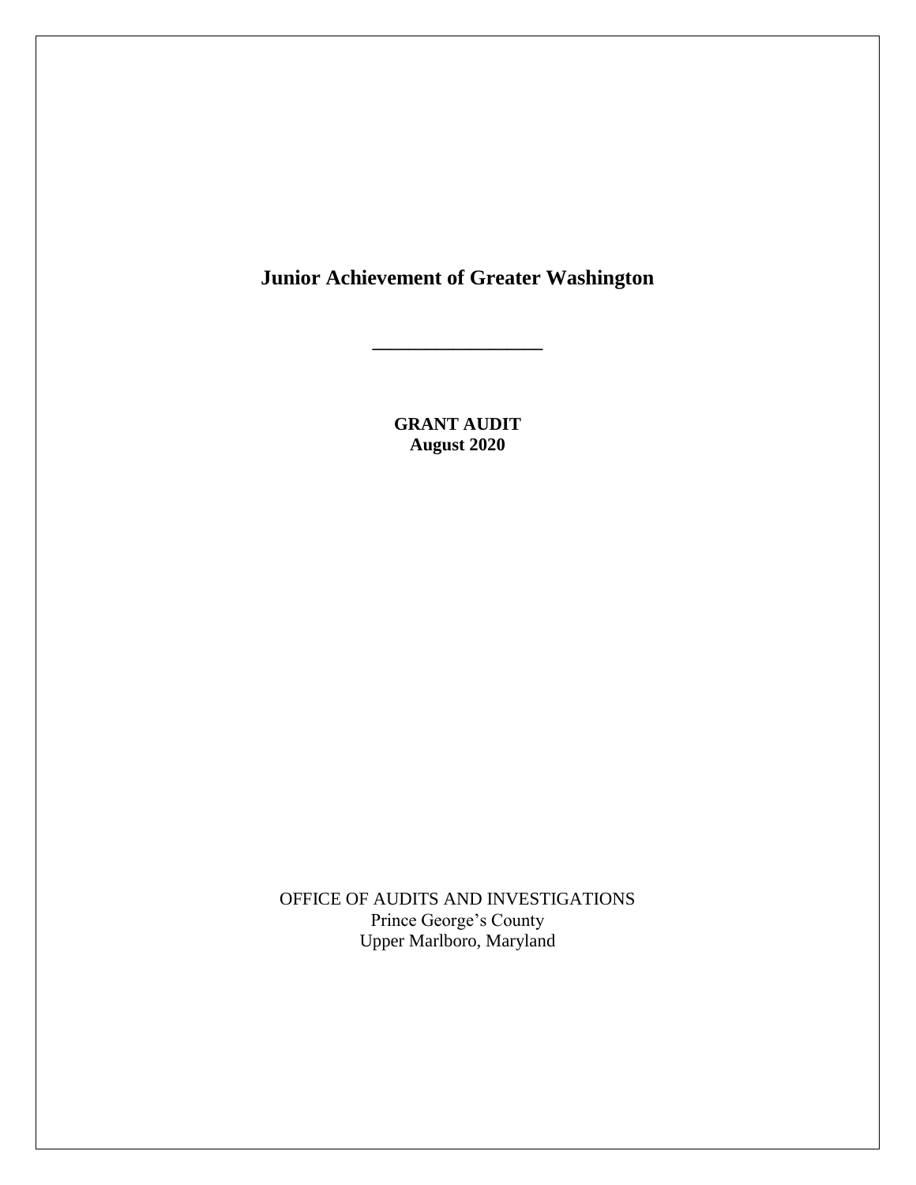# Junior Achievement of Greater Washington

---

**GRANT AUDIT**
**August 2020**

OFFICE OF AUDITS AND INVESTIGATIONS
Prince George's County
Upper Marlboro, Maryland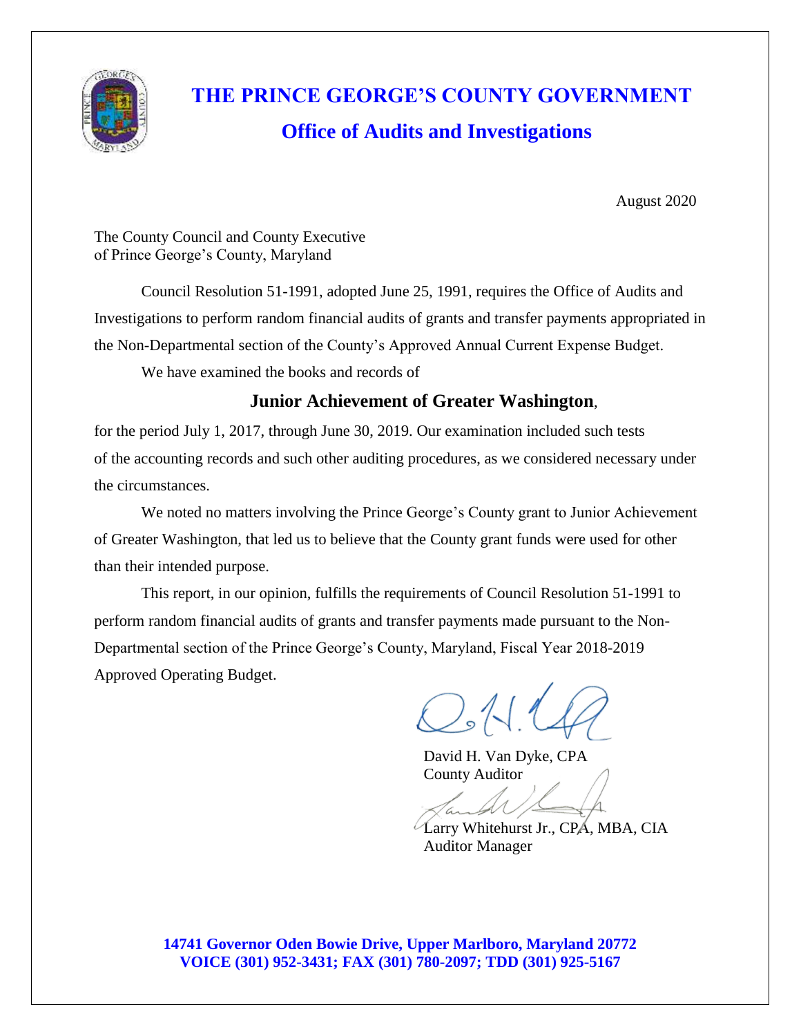# THE PRINCE GEORGE'S COUNTY GOVERNMENT

## Office of Audits and Investigations

August 2020

The County Council and County Executive
of Prince George's County, Maryland

Council Resolution 51-1991, adopted June 25, 1991, requires the Office of Audits and Investigations to perform random financial audits of grants and transfer payments appropriated in the Non-Departmental section of the County's Approved Annual Current Expense Budget.

We have examined the books and records of

**Junior Achievement of Greater Washington**,

for the period July 1, 2017, through June 30, 2019. Our examination included such tests of the accounting records and such other auditing procedures, as we considered necessary under the circumstances.

We noted no matters involving the Prince George's County grant to Junior Achievement of Greater Washington, that led us to believe that the County grant funds were used for other than their intended purpose.

This report, in our opinion, fulfills the requirements of Council Resolution 51-1991 to perform random financial audits of grants and transfer payments made pursuant to the Non-Departmental section of the Prince George's County, Maryland, Fiscal Year 2018-2019 Approved Operating Budget.

David H. Van Dyke, CPA
County Auditor

Larry Whitehurst Jr., CPA, MBA, CIA
Auditor Manager

**14741 Governor Oden Bowie Drive, Upper Marlboro, Maryland 20772**
**VOICE (301) 952-3431; FAX (301) 780-2097; TDD (301) 925-5167**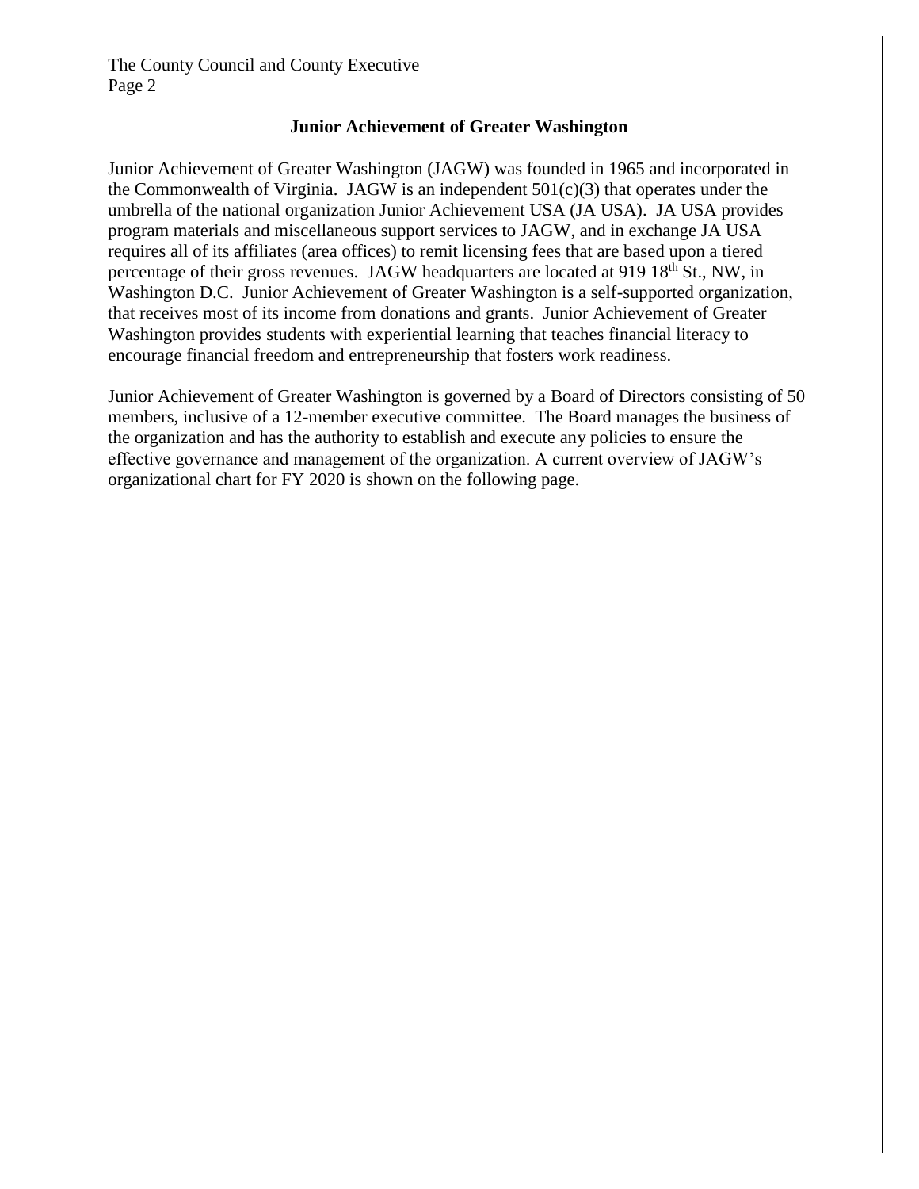## Junior Achievement of Greater Washington

Junior Achievement of Greater Washington (JAGW) was founded in 1965 and incorporated in the Commonwealth of Virginia. JAGW is an independent 501(c)(3) that operates under the umbrella of the national organization Junior Achievement USA (JA USA). JA USA provides program materials and miscellaneous support services to JAGW, and in exchange JA USA requires all of its affiliates (area offices) to remit licensing fees that are based upon a tiered percentage of their gross revenues. JAGW headquarters are located at 919 18th St., NW, in Washington D.C. Junior Achievement of Greater Washington is a self-supported organization, that receives most of its income from donations and grants. Junior Achievement of Greater Washington provides students with experiential learning that teaches financial literacy to encourage financial freedom and entrepreneurship that fosters work readiness.

Junior Achievement of Greater Washington is governed by a Board of Directors consisting of 50 members, inclusive of a 12-member executive committee. The Board manages the business of the organization and has the authority to establish and execute any policies to ensure the effective governance and management of the organization. A current overview of JAGW's organizational chart for FY 2020 is shown on the following page.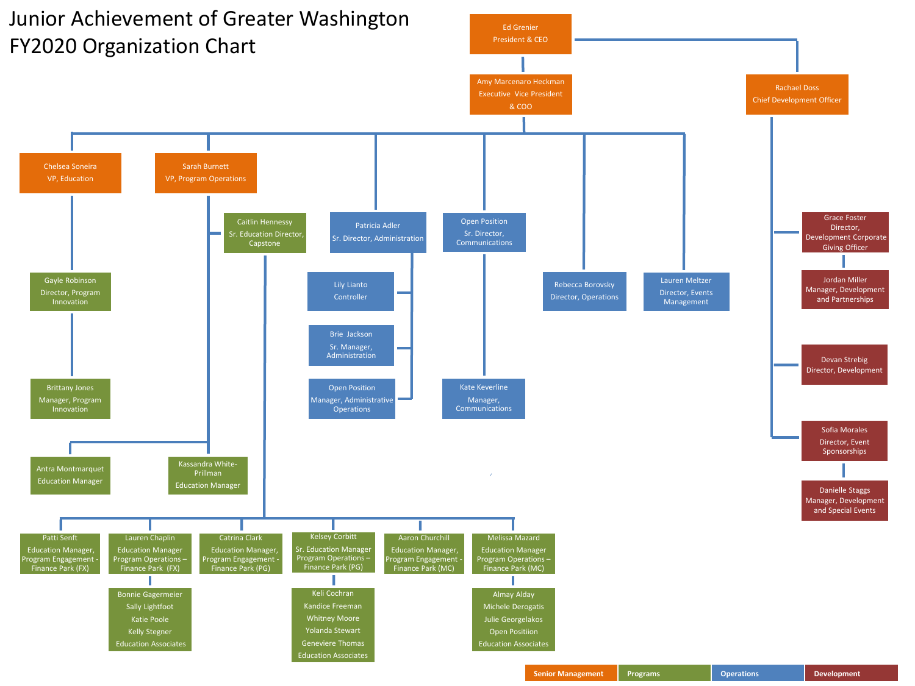# Junior Achievement of Greater Washington
# FY2020 Organization Chart

- **Ed Grenier** — President & CEO
  - **Amy Marcenaro Heckman** — Executive Vice President & COO
    - **Chelsea Soneira** — VP, Education
      - **Gayle Robinson** — Director, Program Innovation
        - **Brittany Jones** — Manager, Program Innovation
    - **Sarah Burnett** — VP, Program Operations
      - **Caitlin Hennessy** — Sr. Education Director, Capstone
        - **Patti Senft** — Education Manager, Program Engagement - Finance Park (FX)
        - **Lauren Chaplin** — Education Manager Program Operations – Finance Park (FX)
          - Bonnie Gagermeier, Sally Lightfoot, Katie Poole, Kelly Stegner — Education Associates
        - **Catrina Clark** — Education Manager, Program Engagement - Finance Park (PG)
        - **Kelsey Corbitt** — Sr. Education Manager Program Operations – Finance Park (PG)
          - Keli Cochran, Kandice Freeman, Whitney Moore, Yolanda Stewart, Geneviere Thomas — Education Associates
        - **Aaron Churchill** — Education Manager, Program Engagement - Finance Park (MC)
        - **Melissa Mazard** — Education Manager Program Operations – Finance Park (MC)
          - Almay Alday, Michele Derogatis, Julie Georgelakos, Open Positiion — Education Associates
      - **Antra Montmarquet** — Education Manager
      - **Kassandra White-Prillman** — Education Manager
    - **Patricia Adler** — Sr. Director, Administration
      - **Lily Lianto** — Controller
      - **Brie Jackson** — Sr. Manager, Administration
      - **Open Position** — Manager, Administrative Operations
    - **Open Position** — Sr. Director, Communications
      - **Kate Keverline** — Manager, Communications
    - **Rebecca Borovsky** — Director, Operations
    - **Lauren Meltzer** — Director, Events Management
  - **Rachael Doss** — Chief Development Officer
    - **Grace Foster** — Director, Development Corporate Giving Officer
      - **Jordan Miller** — Manager, Development and Partnerships
    - **Devan Strebig** — Director, Development
    - **Sofia Morales** — Director, Event Sponsorships
      - **Danielle Staggs** — Manager, Development and Special Events

Legend: Senior Management | Programs | Operations | Development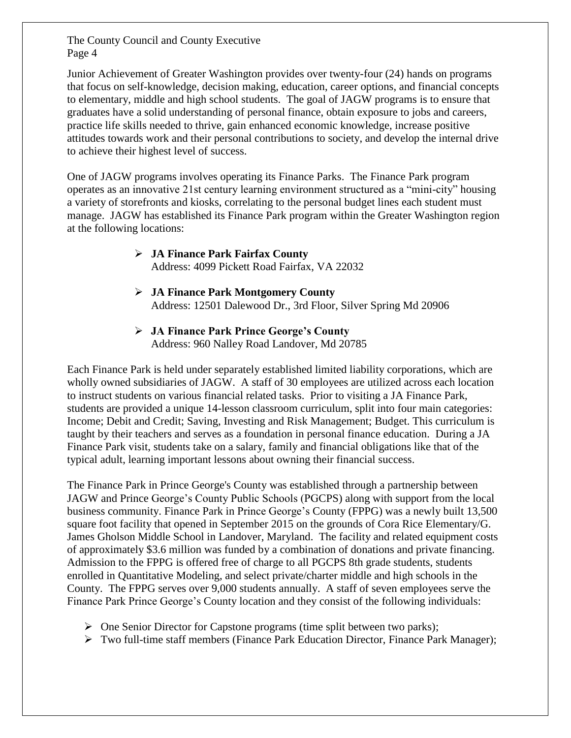Junior Achievement of Greater Washington provides over twenty-four (24) hands on programs that focus on self-knowledge, decision making, education, career options, and financial concepts to elementary, middle and high school students. The goal of JAGW programs is to ensure that graduates have a solid understanding of personal finance, obtain exposure to jobs and careers, practice life skills needed to thrive, gain enhanced economic knowledge, increase positive attitudes towards work and their personal contributions to society, and develop the internal drive to achieve their highest level of success.

One of JAGW programs involves operating its Finance Parks. The Finance Park program operates as an innovative 21st century learning environment structured as a "mini-city" housing a variety of storefronts and kiosks, correlating to the personal budget lines each student must manage. JAGW has established its Finance Park program within the Greater Washington region at the following locations:

- **JA Finance Park Fairfax County**
  Address: 4099 Pickett Road Fairfax, VA 22032
- **JA Finance Park Montgomery County**
  Address: 12501 Dalewood Dr., 3rd Floor, Silver Spring Md 20906
- **JA Finance Park Prince George's County**
  Address: 960 Nalley Road Landover, Md 20785

Each Finance Park is held under separately established limited liability corporations, which are wholly owned subsidiaries of JAGW. A staff of 30 employees are utilized across each location to instruct students on various financial related tasks. Prior to visiting a JA Finance Park, students are provided a unique 14-lesson classroom curriculum, split into four main categories: Income; Debit and Credit; Saving, Investing and Risk Management; Budget. This curriculum is taught by their teachers and serves as a foundation in personal finance education. During a JA Finance Park visit, students take on a salary, family and financial obligations like that of the typical adult, learning important lessons about owning their financial success.

The Finance Park in Prince George's County was established through a partnership between JAGW and Prince George's County Public Schools (PGCPS) along with support from the local business community. Finance Park in Prince George's County (FPPG) was a newly built 13,500 square foot facility that opened in September 2015 on the grounds of Cora Rice Elementary/G. James Gholson Middle School in Landover, Maryland. The facility and related equipment costs of approximately $3.6 million was funded by a combination of donations and private financing. Admission to the FPPG is offered free of charge to all PGCPS 8th grade students, students enrolled in Quantitative Modeling, and select private/charter middle and high schools in the County. The FPPG serves over 9,000 students annually. A staff of seven employees serve the Finance Park Prince George's County location and they consist of the following individuals:

- One Senior Director for Capstone programs (time split between two parks);
- Two full-time staff members (Finance Park Education Director, Finance Park Manager);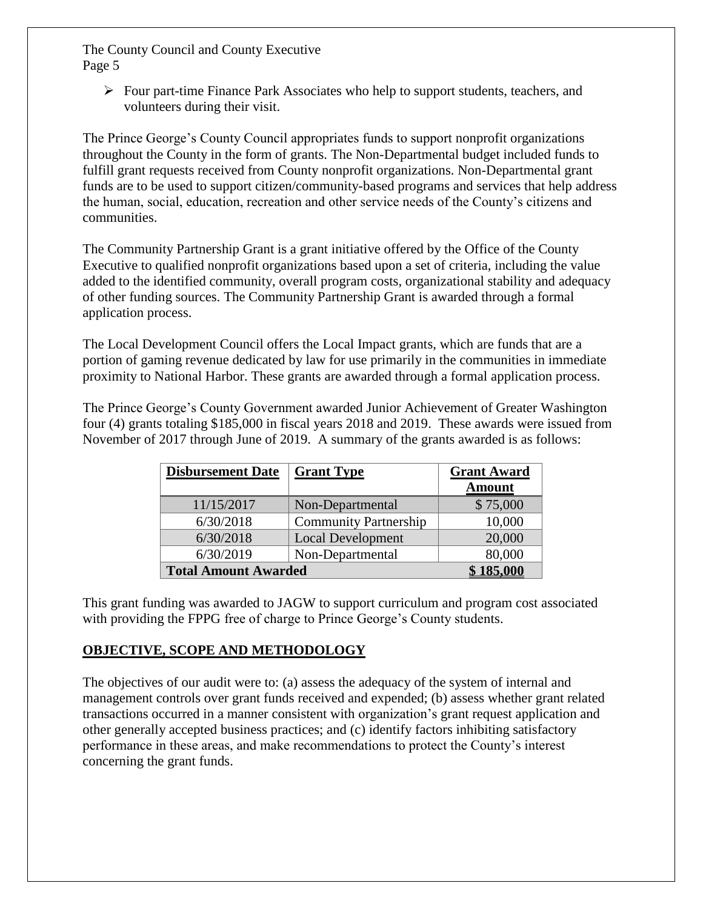- Four part-time Finance Park Associates who help to support students, teachers, and volunteers during their visit.

The Prince George's County Council appropriates funds to support nonprofit organizations throughout the County in the form of grants. The Non-Departmental budget included funds to fulfill grant requests received from County nonprofit organizations. Non-Departmental grant funds are to be used to support citizen/community-based programs and services that help address the human, social, education, recreation and other service needs of the County's citizens and communities.

The Community Partnership Grant is a grant initiative offered by the Office of the County Executive to qualified nonprofit organizations based upon a set of criteria, including the value added to the identified community, overall program costs, organizational stability and adequacy of other funding sources. The Community Partnership Grant is awarded through a formal application process.

The Local Development Council offers the Local Impact grants, which are funds that are a portion of gaming revenue dedicated by law for use primarily in the communities in immediate proximity to National Harbor. These grants are awarded through a formal application process.

The Prince George's County Government awarded Junior Achievement of Greater Washington four (4) grants totaling $185,000 in fiscal years 2018 and 2019. These awards were issued from November of 2017 through June of 2019. A summary of the grants awarded is as follows:

| Disbursement Date | Grant Type | Grant Award Amount |
|---|---|---|
| 11/15/2017 | Non-Departmental | $ 75,000 |
| 6/30/2018 | Community Partnership | 10,000 |
| 6/30/2018 | Local Development | 20,000 |
| 6/30/2019 | Non-Departmental | 80,000 |
| **Total Amount Awarded** | | **$ 185,000** |

This grant funding was awarded to JAGW to support curriculum and program cost associated with providing the FPPG free of charge to Prince George's County students.

## OBJECTIVE, SCOPE AND METHODOLOGY

The objectives of our audit were to: (a) assess the adequacy of the system of internal and management controls over grant funds received and expended; (b) assess whether grant related transactions occurred in a manner consistent with organization's grant request application and other generally accepted business practices; and (c) identify factors inhibiting satisfactory performance in these areas, and make recommendations to protect the County's interest concerning the grant funds.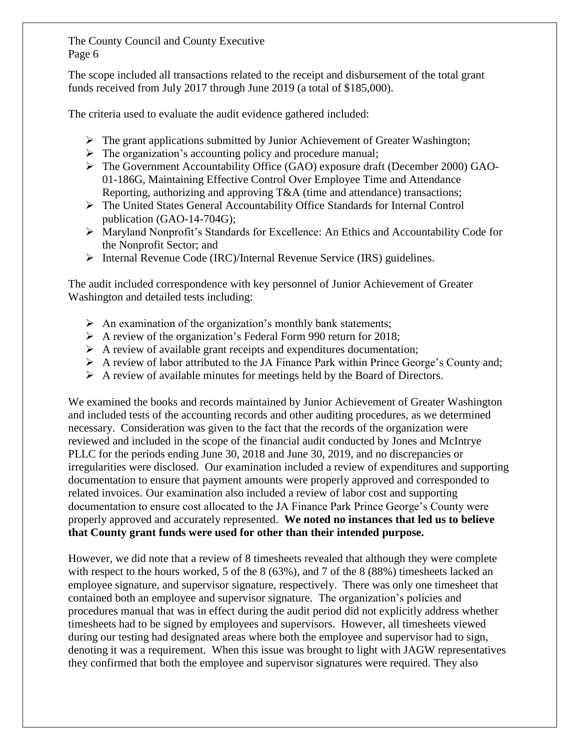The scope included all transactions related to the receipt and disbursement of the total grant funds received from July 2017 through June 2019 (a total of $185,000).

The criteria used to evaluate the audit evidence gathered included:

- The grant applications submitted by Junior Achievement of Greater Washington;
- The organization's accounting policy and procedure manual;
- The Government Accountability Office (GAO) exposure draft (December 2000) GAO-01-186G, Maintaining Effective Control Over Employee Time and Attendance Reporting, authorizing and approving T&A (time and attendance) transactions;
- The United States General Accountability Office Standards for Internal Control publication (GAO-14-704G);
- Maryland Nonprofit's Standards for Excellence: An Ethics and Accountability Code for the Nonprofit Sector; and
- Internal Revenue Code (IRC)/Internal Revenue Service (IRS) guidelines.

The audit included correspondence with key personnel of Junior Achievement of Greater Washington and detailed tests including:

- An examination of the organization's monthly bank statements;
- A review of the organization's Federal Form 990 return for 2018;
- A review of available grant receipts and expenditures documentation;
- A review of labor attributed to the JA Finance Park within Prince George's County and;
- A review of available minutes for meetings held by the Board of Directors.

We examined the books and records maintained by Junior Achievement of Greater Washington and included tests of the accounting records and other auditing procedures, as we determined necessary. Consideration was given to the fact that the records of the organization were reviewed and included in the scope of the financial audit conducted by Jones and McIntrye PLLC for the periods ending June 30, 2018 and June 30, 2019, and no discrepancies or irregularities were disclosed. Our examination included a review of expenditures and supporting documentation to ensure that payment amounts were properly approved and corresponded to related invoices. Our examination also included a review of labor cost and supporting documentation to ensure cost allocated to the JA Finance Park Prince George's County were properly approved and accurately represented. **We noted no instances that led us to believe that County grant funds were used for other than their intended purpose.**

However, we did note that a review of 8 timesheets revealed that although they were complete with respect to the hours worked, 5 of the 8 (63%), and 7 of the 8 (88%) timesheets lacked an employee signature, and supervisor signature, respectively. There was only one timesheet that contained both an employee and supervisor signature. The organization's policies and procedures manual that was in effect during the audit period did not explicitly address whether timesheets had to be signed by employees and supervisors. However, all timesheets viewed during our testing had designated areas where both the employee and supervisor had to sign, denoting it was a requirement. When this issue was brought to light with JAGW representatives they confirmed that both the employee and supervisor signatures were required. They also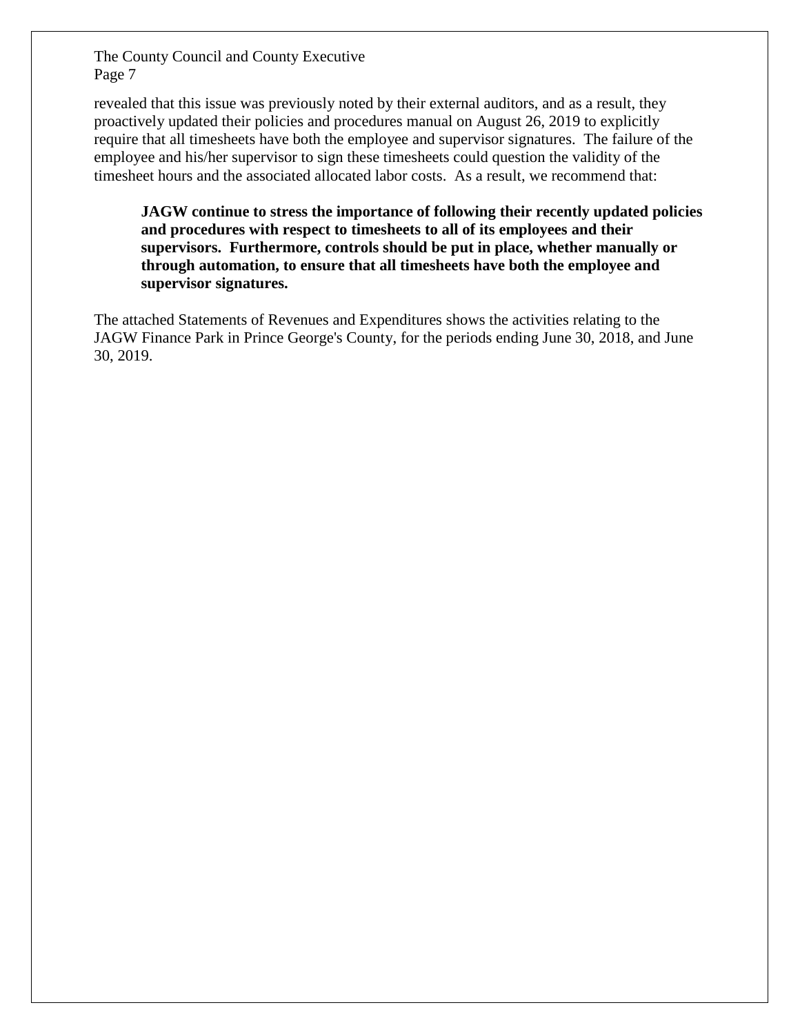revealed that this issue was previously noted by their external auditors, and as a result, they proactively updated their policies and procedures manual on August 26, 2019 to explicitly require that all timesheets have both the employee and supervisor signatures. The failure of the employee and his/her supervisor to sign these timesheets could question the validity of the timesheet hours and the associated allocated labor costs. As a result, we recommend that:

> **JAGW continue to stress the importance of following their recently updated policies and procedures with respect to timesheets to all of its employees and their supervisors. Furthermore, controls should be put in place, whether manually or through automation, to ensure that all timesheets have both the employee and supervisor signatures.**

The attached Statements of Revenues and Expenditures shows the activities relating to the JAGW Finance Park in Prince George's County, for the periods ending June 30, 2018, and June 30, 2019.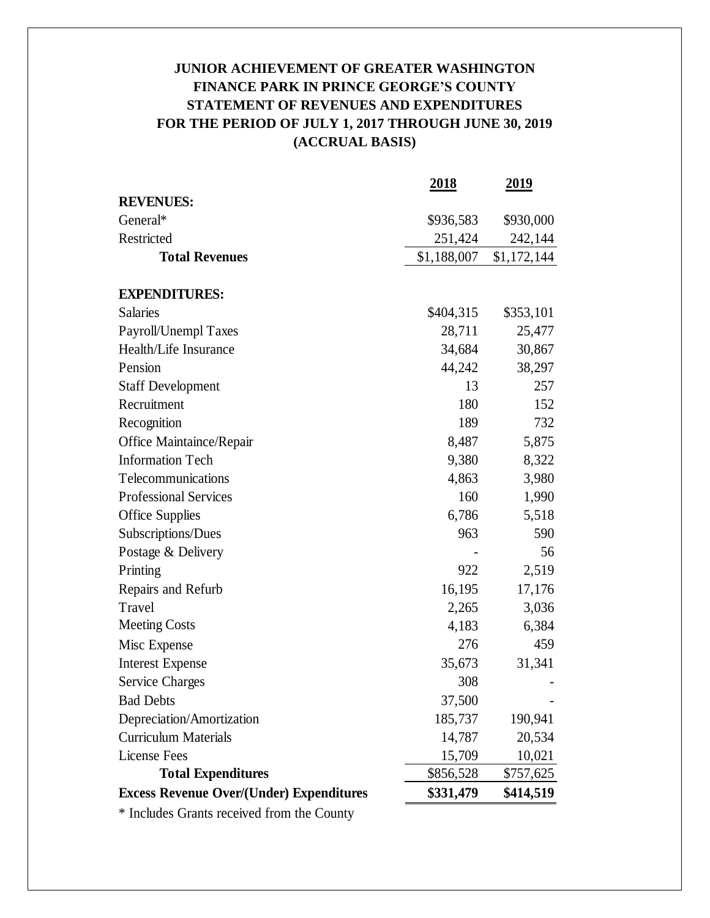**JUNIOR ACHIEVEMENT OF GREATER WASHINGTON**
**FINANCE PARK IN PRINCE GEORGE'S COUNTY**
**STATEMENT OF REVENUES AND EXPENDITURES**
**FOR THE PERIOD OF JULY 1, 2017 THROUGH JUNE 30, 2019**
**(ACCRUAL BASIS)**

| | 2018 | 2019 |
|---|---|---|
| **REVENUES:** | | |
| General* | $936,583 | $930,000 |
| Restricted | 251,424 | 242,144 |
| **Total Revenues** | $1,188,007 | $1,172,144 |
| | | |
| **EXPENDITURES:** | | |
| Salaries | $404,315 | $353,101 |
| Payroll/Unempl Taxes | 28,711 | 25,477 |
| Health/Life Insurance | 34,684 | 30,867 |
| Pension | 44,242 | 38,297 |
| Staff Development | 13 | 257 |
| Recruitment | 180 | 152 |
| Recognition | 189 | 732 |
| Office Maintaince/Repair | 8,487 | 5,875 |
| Information Tech | 9,380 | 8,322 |
| Telecommunications | 4,863 | 3,980 |
| Professional Services | 160 | 1,990 |
| Office Supplies | 6,786 | 5,518 |
| Subscriptions/Dues | 963 | 590 |
| Postage & Delivery | - | 56 |
| Printing | 922 | 2,519 |
| Repairs and Refurb | 16,195 | 17,176 |
| Travel | 2,265 | 3,036 |
| Meeting Costs | 4,183 | 6,384 |
| Misc Expense | 276 | 459 |
| Interest Expense | 35,673 | 31,341 |
| Service Charges | 308 | - |
| Bad Debts | 37,500 | - |
| Depreciation/Amortization | 185,737 | 190,941 |
| Curriculum Materials | 14,787 | 20,534 |
| License Fees | 15,709 | 10,021 |
| **Total Expenditures** | $856,528 | $757,625 |
| **Excess Revenue Over/(Under) Expenditures** | **$331,479** | **$414,519** |

* Includes Grants received from the County